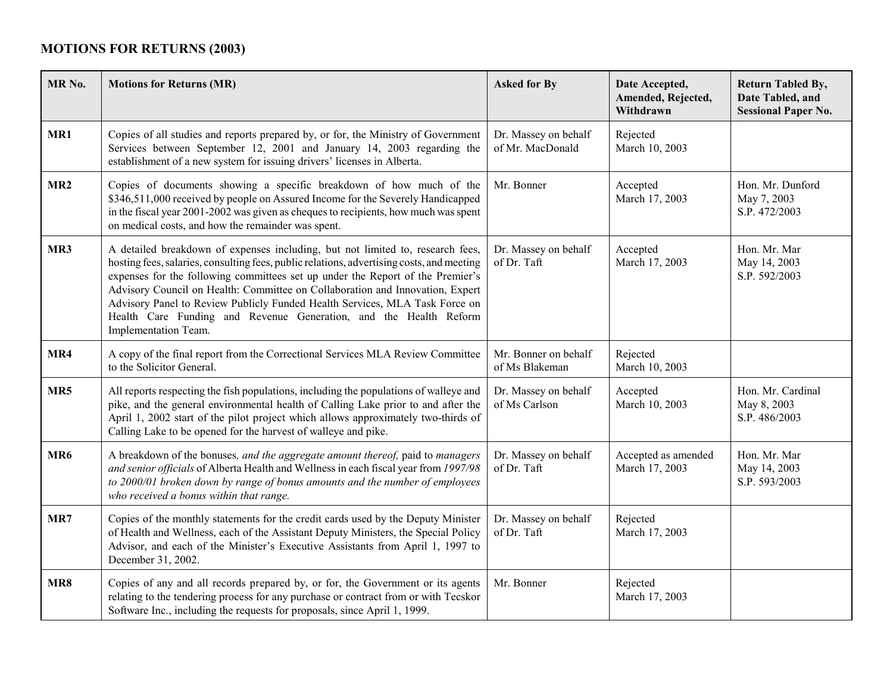## MOTIONS FOR RETURNS (2003)

| MR No. | Motions for Returns (MR) | Asked for By | Date Accepted, Amended, Rejected, Withdrawn | Return Tabled By, Date Tabled, and Sessional Paper No. |
|---|---|---|---|---|
| **MR1** | Copies of all studies and reports prepared by, or for, the Ministry of Government Services between September 12, 2001 and January 14, 2003 regarding the establishment of a new system for issuing drivers' licenses in Alberta. | Dr. Massey on behalf of Mr. MacDonald | Rejected<br>March 10, 2003 | |
| **MR2** | Copies of documents showing a specific breakdown of how much of the $346,511,000 received by people on Assured Income for the Severely Handicapped in the fiscal year 2001-2002 was given as cheques to recipients, how much was spent on medical costs, and how the remainder was spent. | Mr. Bonner | Accepted<br>March 17, 2003 | Hon. Mr. Dunford<br>May 7, 2003<br>S.P. 472/2003 |
| **MR3** | A detailed breakdown of expenses including, but not limited to, research fees, hosting fees, salaries, consulting fees, public relations, advertising costs, and meeting expenses for the following committees set up under the Report of the Premier's Advisory Council on Health: Committee on Collaboration and Innovation, Expert Advisory Panel to Review Publicly Funded Health Services, MLA Task Force on Health Care Funding and Revenue Generation, and the Health Reform Implementation Team. | Dr. Massey on behalf of Dr. Taft | Accepted<br>March 17, 2003 | Hon. Mr. Mar<br>May 14, 2003<br>S.P. 592/2003 |
| **MR4** | A copy of the final report from the Correctional Services MLA Review Committee to the Solicitor General. | Mr. Bonner on behalf of Ms Blakeman | Rejected<br>March 10, 2003 | |
| **MR5** | All reports respecting the fish populations, including the populations of walleye and pike, and the general environmental health of Calling Lake prior to and after the April 1, 2002 start of the pilot project which allows approximately two-thirds of Calling Lake to be opened for the harvest of walleye and pike. | Dr. Massey on behalf of Ms Carlson | Accepted<br>March 10, 2003 | Hon. Mr. Cardinal<br>May 8, 2003<br>S.P. 486/2003 |
| **MR6** | A breakdown of the bonuses*, and the aggregate amount thereof,* paid to *managers and senior officials* of Alberta Health and Wellness in each fiscal year from *1997/98 to 2000/01 broken down by range of bonus amounts and the number of employees who received a bonus within that range.* | Dr. Massey on behalf of Dr. Taft | Accepted as amended<br>March 17, 2003 | Hon. Mr. Mar<br>May 14, 2003<br>S.P. 593/2003 |
| **MR7** | Copies of the monthly statements for the credit cards used by the Deputy Minister of Health and Wellness, each of the Assistant Deputy Ministers, the Special Policy Advisor, and each of the Minister's Executive Assistants from April 1, 1997 to December 31, 2002. | Dr. Massey on behalf of Dr. Taft | Rejected<br>March 17, 2003 | |
| **MR8** | Copies of any and all records prepared by, or for, the Government or its agents relating to the tendering process for any purchase or contract from or with Tecskor Software Inc., including the requests for proposals, since April 1, 1999. | Mr. Bonner | Rejected<br>March 17, 2003 | |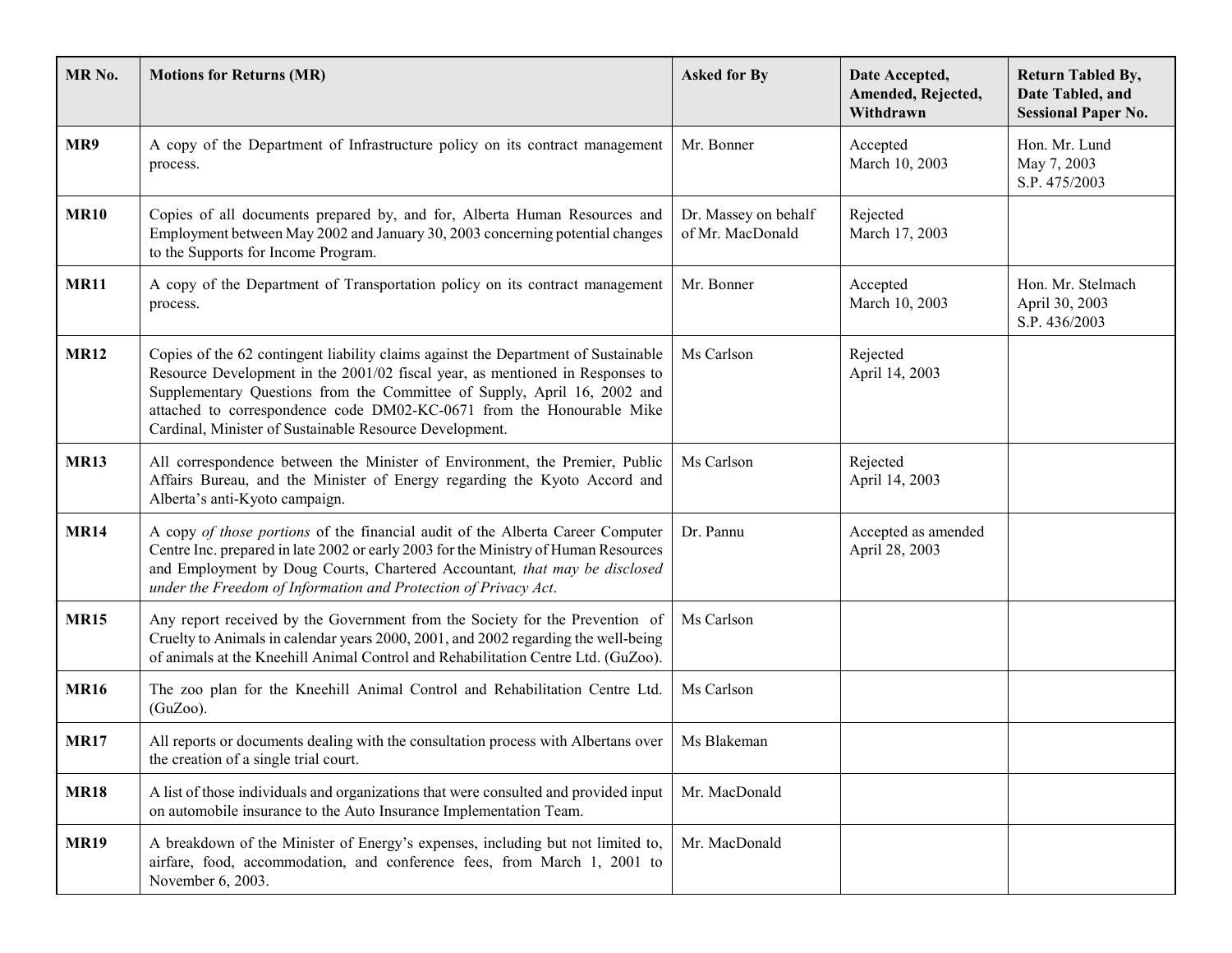| MR No. | Motions for Returns (MR) | Asked for By | Date Accepted, Amended, Rejected, Withdrawn | Return Tabled By, Date Tabled, and Sessional Paper No. |
|---|---|---|---|---|
| **MR9** | A copy of the Department of Infrastructure policy on its contract management process. | Mr. Bonner | Accepted<br>March 10, 2003 | Hon. Mr. Lund<br>May 7, 2003<br>S.P. 475/2003 |
| **MR10** | Copies of all documents prepared by, and for, Alberta Human Resources and Employment between May 2002 and January 30, 2003 concerning potential changes to the Supports for Income Program. | Dr. Massey on behalf of Mr. MacDonald | Rejected<br>March 17, 2003 | |
| **MR11** | A copy of the Department of Transportation policy on its contract management process. | Mr. Bonner | Accepted<br>March 10, 2003 | Hon. Mr. Stelmach<br>April 30, 2003<br>S.P. 436/2003 |
| **MR12** | Copies of the 62 contingent liability claims against the Department of Sustainable Resource Development in the 2001/02 fiscal year, as mentioned in Responses to Supplementary Questions from the Committee of Supply, April 16, 2002 and attached to correspondence code DM02-KC-0671 from the Honourable Mike Cardinal, Minister of Sustainable Resource Development. | Ms Carlson | Rejected<br>April 14, 2003 | |
| **MR13** | All correspondence between the Minister of Environment, the Premier, Public Affairs Bureau, and the Minister of Energy regarding the Kyoto Accord and Alberta's anti-Kyoto campaign. | Ms Carlson | Rejected<br>April 14, 2003 | |
| **MR14** | A copy *of those portions* of the financial audit of the Alberta Career Computer Centre Inc. prepared in late 2002 or early 2003 for the Ministry of Human Resources and Employment by Doug Courts, Chartered Accountant*, that may be disclosed under the Freedom of Information and Protection of Privacy Act*. | Dr. Pannu | Accepted as amended<br>April 28, 2003 | |
| **MR15** | Any report received by the Government from the Society for the Prevention of Cruelty to Animals in calendar years 2000, 2001, and 2002 regarding the well-being of animals at the Kneehill Animal Control and Rehabilitation Centre Ltd. (GuZoo). | Ms Carlson | | |
| **MR16** | The zoo plan for the Kneehill Animal Control and Rehabilitation Centre Ltd. (GuZoo). | Ms Carlson | | |
| **MR17** | All reports or documents dealing with the consultation process with Albertans over the creation of a single trial court. | Ms Blakeman | | |
| **MR18** | A list of those individuals and organizations that were consulted and provided input on automobile insurance to the Auto Insurance Implementation Team. | Mr. MacDonald | | |
| **MR19** | A breakdown of the Minister of Energy's expenses, including but not limited to, airfare, food, accommodation, and conference fees, from March 1, 2001 to November 6, 2003. | Mr. MacDonald | | |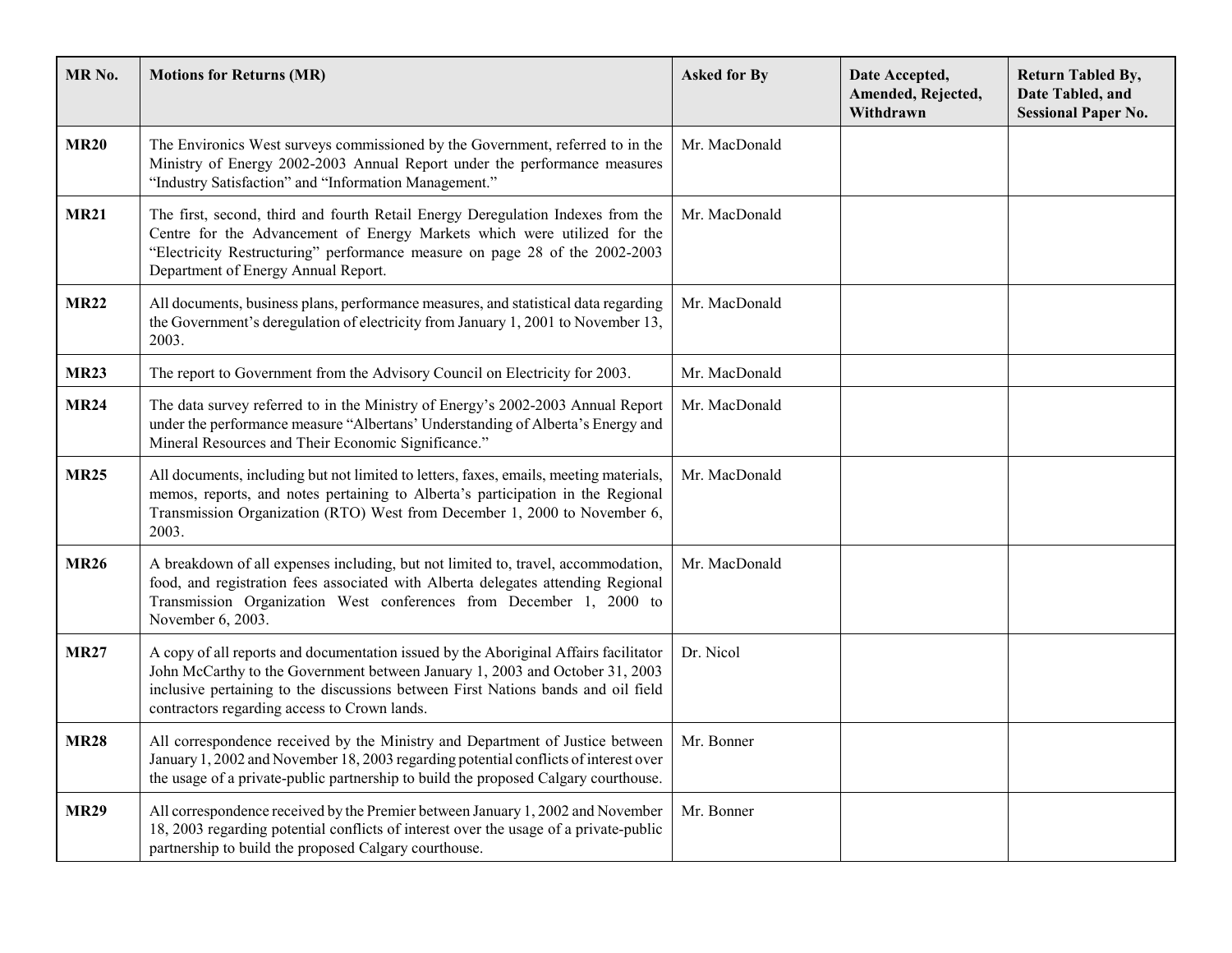| MR No. | Motions for Returns (MR) | Asked for By | Date Accepted, Amended, Rejected, Withdrawn | Return Tabled By, Date Tabled, and Sessional Paper No. |
|---|---|---|---|---|
| **MR20** | The Environics West surveys commissioned by the Government, referred to in the Ministry of Energy 2002-2003 Annual Report under the performance measures "Industry Satisfaction" and "Information Management." | Mr. MacDonald | | |
| **MR21** | The first, second, third and fourth Retail Energy Deregulation Indexes from the Centre for the Advancement of Energy Markets which were utilized for the "Electricity Restructuring" performance measure on page 28 of the 2002-2003 Department of Energy Annual Report. | Mr. MacDonald | | |
| **MR22** | All documents, business plans, performance measures, and statistical data regarding the Government's deregulation of electricity from January 1, 2001 to November 13, 2003. | Mr. MacDonald | | |
| **MR23** | The report to Government from the Advisory Council on Electricity for 2003. | Mr. MacDonald | | |
| **MR24** | The data survey referred to in the Ministry of Energy's 2002-2003 Annual Report under the performance measure "Albertans' Understanding of Alberta's Energy and Mineral Resources and Their Economic Significance." | Mr. MacDonald | | |
| **MR25** | All documents, including but not limited to letters, faxes, emails, meeting materials, memos, reports, and notes pertaining to Alberta's participation in the Regional Transmission Organization (RTO) West from December 1, 2000 to November 6, 2003. | Mr. MacDonald | | |
| **MR26** | A breakdown of all expenses including, but not limited to, travel, accommodation, food, and registration fees associated with Alberta delegates attending Regional Transmission Organization West conferences from December 1, 2000 to November 6, 2003. | Mr. MacDonald | | |
| **MR27** | A copy of all reports and documentation issued by the Aboriginal Affairs facilitator John McCarthy to the Government between January 1, 2003 and October 31, 2003 inclusive pertaining to the discussions between First Nations bands and oil field contractors regarding access to Crown lands. | Dr. Nicol | | |
| **MR28** | All correspondence received by the Ministry and Department of Justice between January 1, 2002 and November 18, 2003 regarding potential conflicts of interest over the usage of a private-public partnership to build the proposed Calgary courthouse. | Mr. Bonner | | |
| **MR29** | All correspondence received by the Premier between January 1, 2002 and November 18, 2003 regarding potential conflicts of interest over the usage of a private-public partnership to build the proposed Calgary courthouse. | Mr. Bonner | | |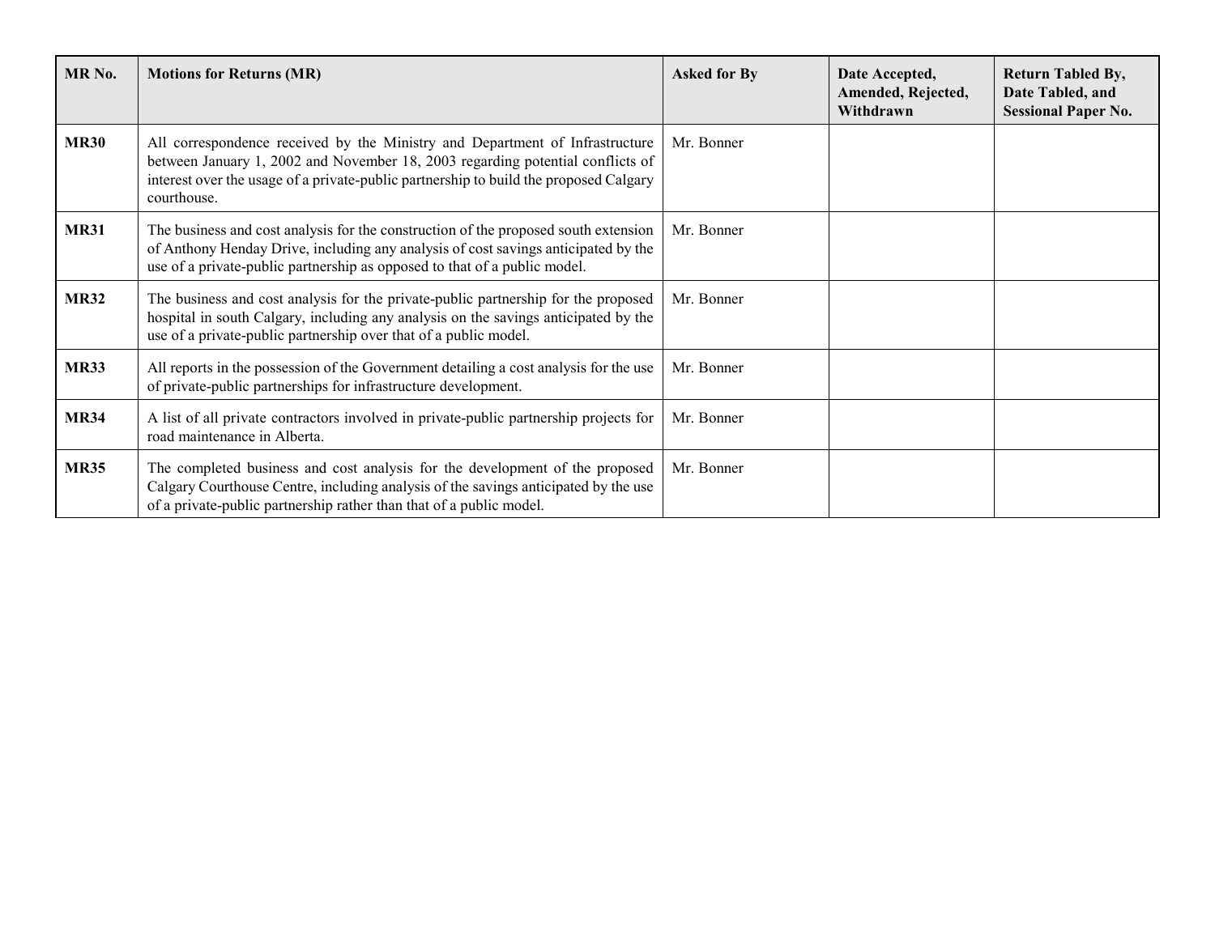| MR No. | Motions for Returns (MR) | Asked for By | Date Accepted, Amended, Rejected, Withdrawn | Return Tabled By, Date Tabled, and Sessional Paper No. |
|---|---|---|---|---|
| **MR30** | All correspondence received by the Ministry and Department of Infrastructure between January 1, 2002 and November 18, 2003 regarding potential conflicts of interest over the usage of a private-public partnership to build the proposed Calgary courthouse. | Mr. Bonner | | |
| **MR31** | The business and cost analysis for the construction of the proposed south extension of Anthony Henday Drive, including any analysis of cost savings anticipated by the use of a private-public partnership as opposed to that of a public model. | Mr. Bonner | | |
| **MR32** | The business and cost analysis for the private-public partnership for the proposed hospital in south Calgary, including any analysis on the savings anticipated by the use of a private-public partnership over that of a public model. | Mr. Bonner | | |
| **MR33** | All reports in the possession of the Government detailing a cost analysis for the use of private-public partnerships for infrastructure development. | Mr. Bonner | | |
| **MR34** | A list of all private contractors involved in private-public partnership projects for road maintenance in Alberta. | Mr. Bonner | | |
| **MR35** | The completed business and cost analysis for the development of the proposed Calgary Courthouse Centre, including analysis of the savings anticipated by the use of a private-public partnership rather than that of a public model. | Mr. Bonner | | |